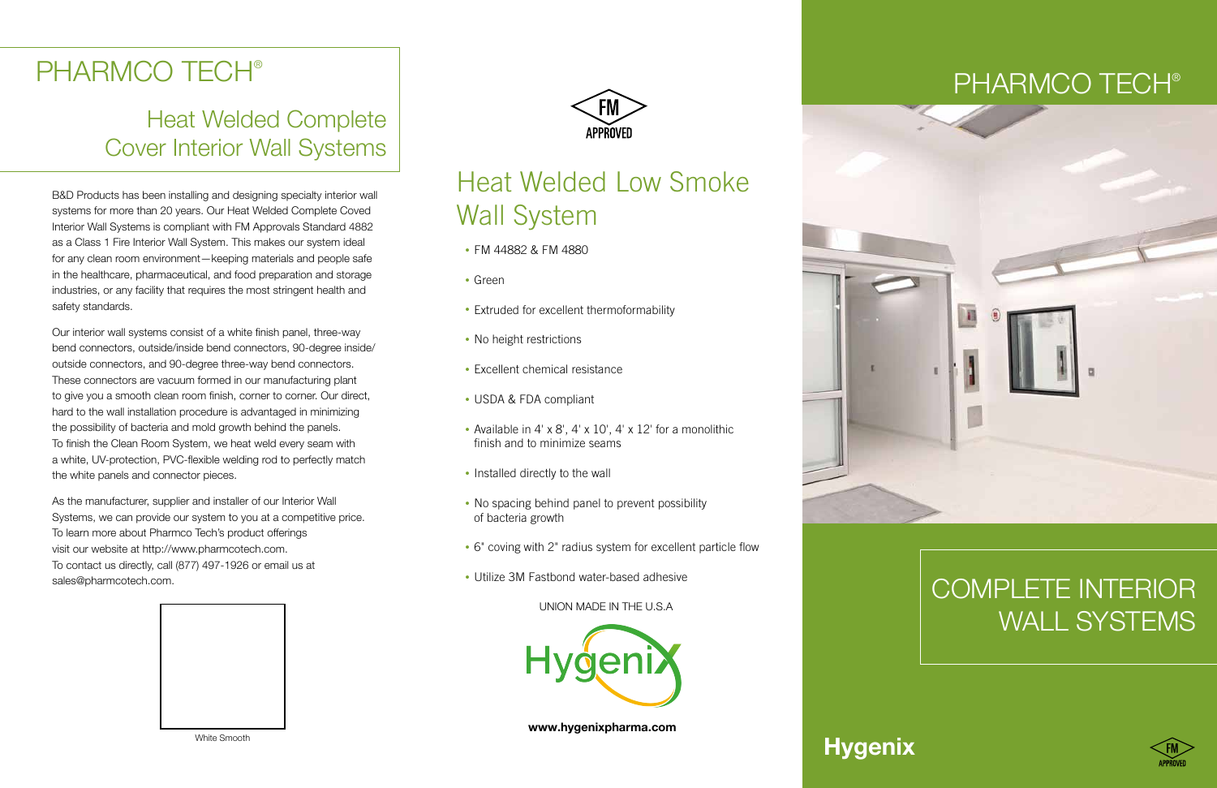# PHARMCO TECH®

## Heat Welded Complete Cover Interior Wall Systems

B&D Products has been installing and designing specialty interior wall systems for more than 20 years. Our Heat Welded Complete Coved Interior Wall Systems is compliant with FM Approvals Standard 4882 as a Class 1 Fire Interior Wall System. This makes our system ideal for any clean room environment—keeping materials and people safe in the healthcare, pharmaceutical, and food preparation and storage industries, or any facility that requires the most stringent health and safety standards.

Our interior wall systems consist of a white finish panel, three-way bend connectors, outside/inside bend connectors, 90-degree inside/outside connectors, and 90-degree three-way bend connectors. These connectors are vacuum formed in our manufacturing plant to give you a smooth clean room finish, corner to corner. Our direct, hard to the wall installation procedure is advantaged in minimizing the possibility of bacteria and mold growth behind the panels. To finish the Clean Room System, we heat weld every seam with a white, UV-protection, PVC-flexible welding rod to perfectly match the white panels and connector pieces.

As the manufacturer, supplier and installer of our Interior Wall Systems, we can provide our system to you at a competitive price. To learn more about Pharmco Tech's product offerings visit our website at http://www.pharmcotech.com. To contact us directly, call (877) 497-1926 or email us at sales@pharmcotech.com.

White Smooth

FM APPROVED

## Heat Welded Low Smoke Wall System

- FM 44882 & FM 4880
- Green
- Extruded for excellent thermoformability
- No height restrictions
- Excellent chemical resistance
- USDA & FDA compliant
- Available in 4' x 8', 4' x 10', 4' x 12' for a monolithic finish and to minimize seams
- Installed directly to the wall
- No spacing behind panel to prevent possibility of bacteria growth
- 6" coving with 2" radius system for excellent particle flow
- Utilize 3M Fastbond water-based adhesive

UNION MADE IN THE U.S.A

Hygenix

**www.hygenixpharma.com**

# PHARMCO TECH®

## COMPLETE INTERIOR WALL SYSTEMS

**Hygenix**

FM APPROVED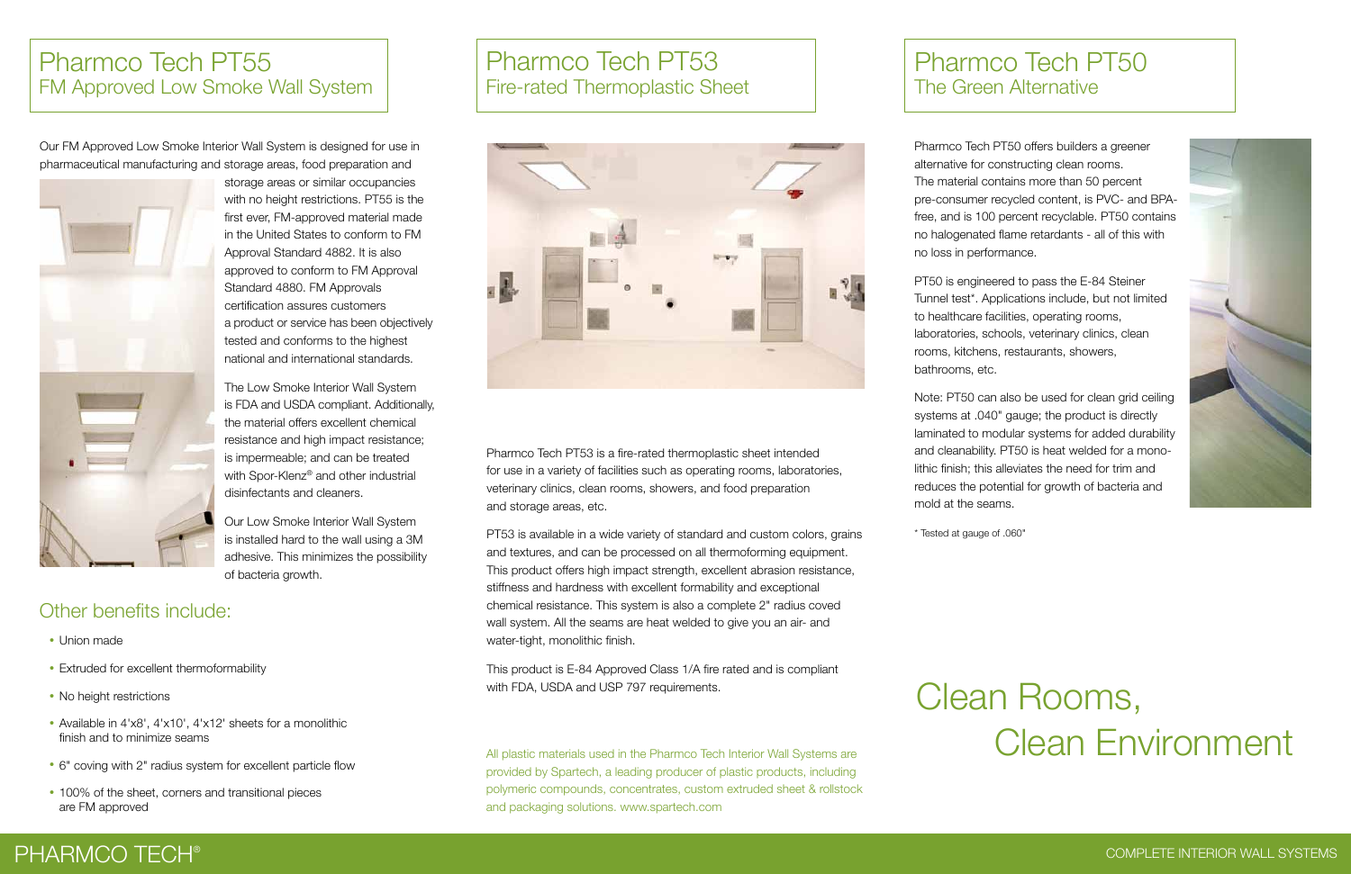# Pharmco Tech PT55

## FM Approved Low Smoke Wall System

Our FM Approved Low Smoke Interior Wall System is designed for use in pharmaceutical manufacturing and storage areas, food preparation and storage areas or similar occupancies with no height restrictions. PT55 is the first ever, FM-approved material made in the United States to conform to FM Approval Standard 4882. It is also approved to conform to FM Approval Standard 4880. FM Approvals certification assures customers a product or service has been objectively tested and conforms to the highest national and international standards.

The Low Smoke Interior Wall System is FDA and USDA compliant. Additionally, the material offers excellent chemical resistance and high impact resistance; is impermeable; and can be treated with Spor-Klenz® and other industrial disinfectants and cleaners.

Our Low Smoke Interior Wall System is installed hard to the wall using a 3M adhesive. This minimizes the possibility of bacteria growth.

## Other benefits include:

- Union made
- Extruded for excellent thermoformability
- No height restrictions
- Available in 4'x8', 4'x10', 4'x12' sheets for a monolithic finish and to minimize seams
- 6" coving with 2" radius system for excellent particle flow
- 100% of the sheet, corners and transitional pieces are FM approved

# Pharmco Tech PT53

## Fire-rated Thermoplastic Sheet

Pharmco Tech PT53 is a fire-rated thermoplastic sheet intended for use in a variety of facilities such as operating rooms, laboratories, veterinary clinics, clean rooms, showers, and food preparation and storage areas, etc.

PT53 is available in a wide variety of standard and custom colors, grains and textures, and can be processed on all thermoforming equipment. This product offers high impact strength, excellent abrasion resistance, stiffness and hardness with excellent formability and exceptional chemical resistance. This system is also a complete 2" radius coved wall system. All the seams are heat welded to give you an air- and water-tight, monolithic finish.

This product is E-84 Approved Class 1/A fire rated and is compliant with FDA, USDA and USP 797 requirements.

All plastic materials used in the Pharmco Tech Interior Wall Systems are provided by Spartech, a leading producer of plastic products, including polymeric compounds, concentrates, custom extruded sheet & rollstock and packaging solutions. www.spartech.com

# Pharmco Tech PT50

## The Green Alternative

Pharmco Tech PT50 offers builders a greener alternative for constructing clean rooms. The material contains more than 50 percent pre-consumer recycled content, is PVC- and BPA-free, and is 100 percent recyclable. PT50 contains no halogenated flame retardants - all of this with no loss in performance.

PT50 is engineered to pass the E-84 Steiner Tunnel test*. Applications include, but not limited to healthcare facilities, operating rooms, laboratories, schools, veterinary clinics, clean rooms, kitchens, restaurants, showers, bathrooms, etc.

Note: PT50 can also be used for clean grid ceiling systems at .040" gauge; the product is directly laminated to modular systems for added durability and cleanability. PT50 is heat welded for a monolithic finish; this alleviates the need for trim and reduces the potential for growth of bacteria and mold at the seams.

\* Tested at gauge of .060"

# Clean Rooms, Clean Environment

PHARMCO TECH®

COMPLETE INTERIOR WALL SYSTEMS